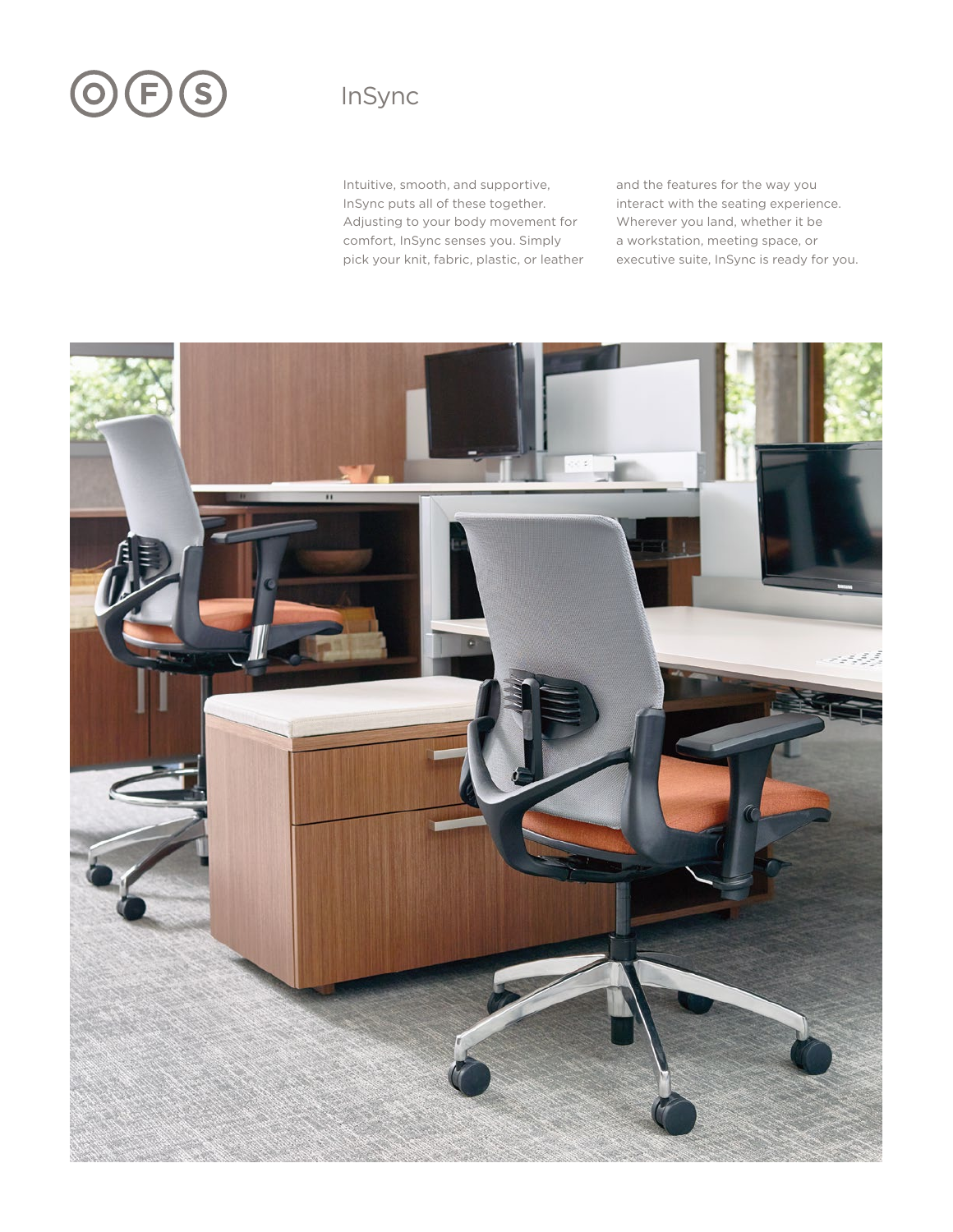# InSync

Intuitive, smooth, and supportive, InSync puts all of these together. Adjusting to your body movement for comfort, InSync senses you. Simply pick your knit, fabric, plastic, or leather and the features for the way you interact with the seating experience. Wherever you land, whether it be a workstation, meeting space, or executive suite, InSync is ready for you.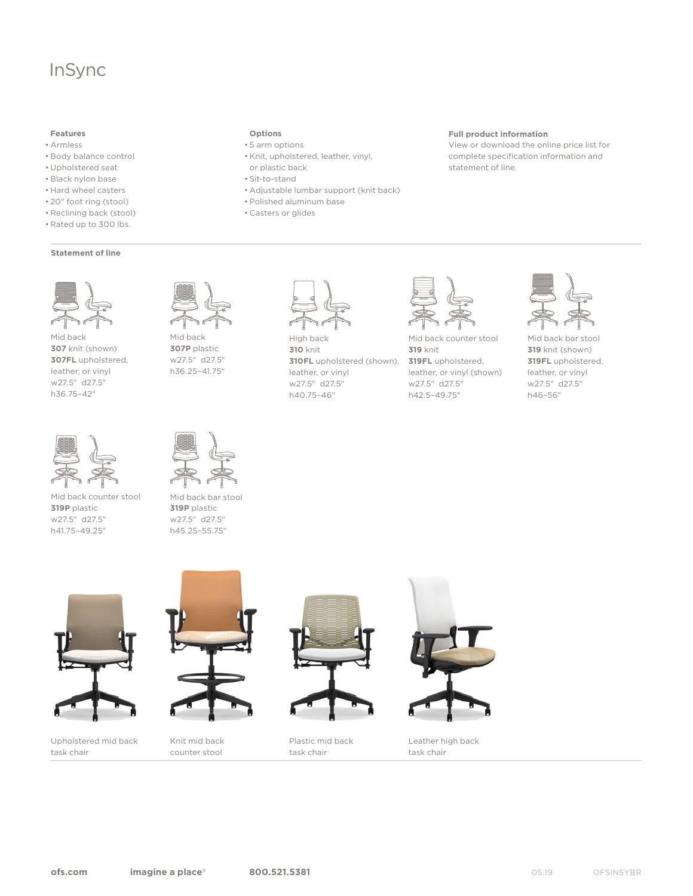# InSync

**Features**

- Armless
- Body balance control
- Upholstered seat
- Black nylon base
- Hard wheel casters
- 20″ foot ring (stool)
- Reclining back (stool)
- Rated up to 300 lbs.

**Options**

- 5 arm options
- Knit, upholstered, leather, vinyl, or plastic back
- Sit-to-stand
- Adjustable lumbar support (knit back)
- Polished aluminum base
- Casters or glides

**Full product information**

View or download the online price list for complete specification information and statement of line.

**Statement of line**

Mid back
**307** knit (shown)
**307FL** upholstered, leather, or vinyl
w27.5″ d27.5″
h36.75–42″

Mid back
**307P** plastic
w27.5″ d27.5″
h36.25–41.75″

High back
**310** knit
**310FL** upholstered (shown), leather, or vinyl
w27.5″ d27.5″
h40.75–46″

Mid back counter stool
**319** knit
**319FL** upholstered, leather, or vinyl (shown)
w27.5″ d27.5″
h42.5–49.75″

Mid back bar stool
**319** knit (shown)
**319FL** upholstered, leather, or vinyl
w27.5″ d27.5″
h46–56″

Mid back counter stool
**319P** plastic
w27.5″ d27.5″
h41.75–49.25″

Mid back bar stool
**319P** plastic
w27.5″ d27.5″
h45.25–55.75″

Upholstered mid back task chair

Knit mid back counter stool

Plastic mid back task chair

Leather high back task chair

**ofs.com** **imagine a place**® **800.521.5381** 05.19 OFSINSYBR